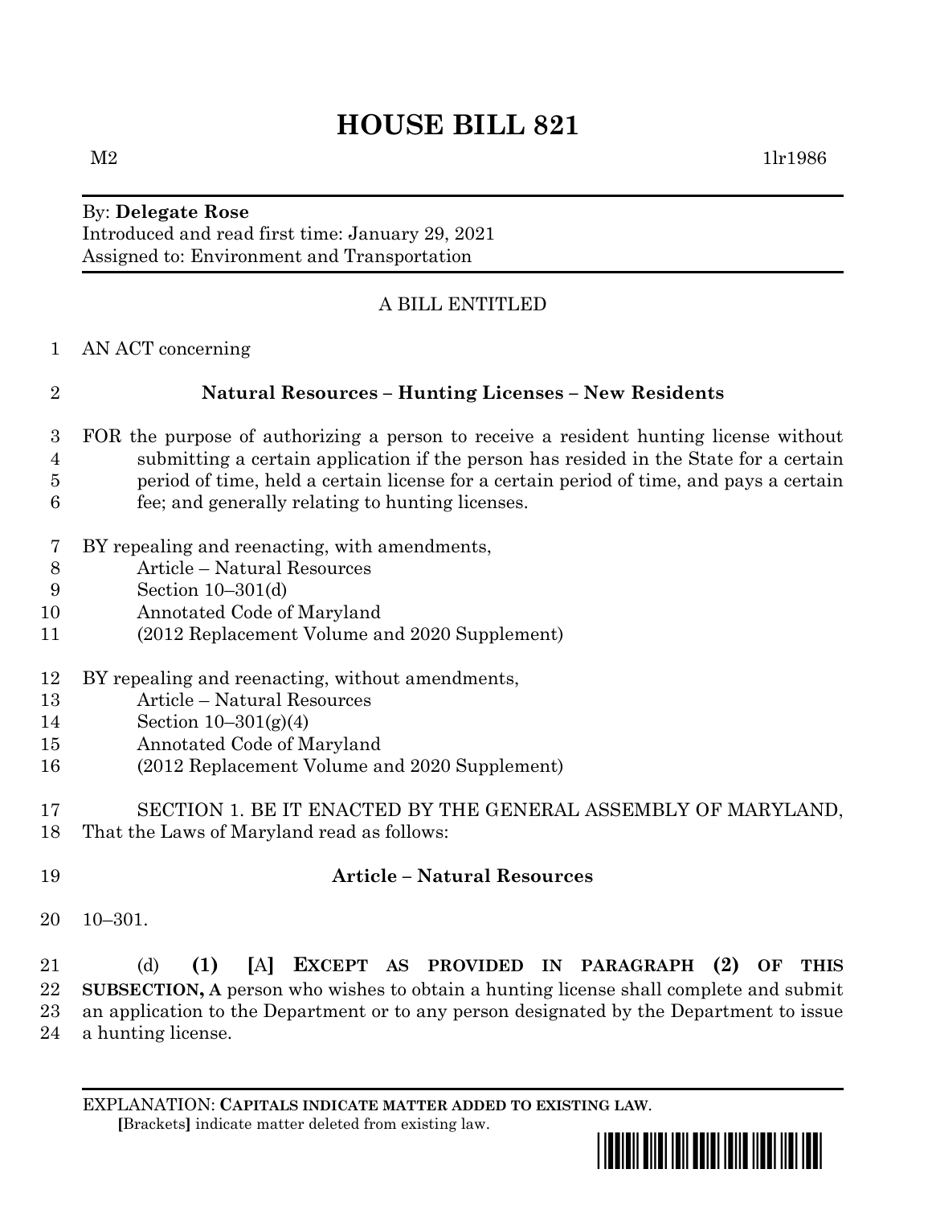# HOUSE BILL 821

M2 1lr1986

By: **Delegate Rose**
Introduced and read first time: January 29, 2021
Assigned to: Environment and Transportation

A BILL ENTITLED

1 AN ACT concerning

2 **Natural Resources – Hunting Licenses – New Residents**

3 FOR the purpose of authorizing a person to receive a resident hunting license without
4 submitting a certain application if the person has resided in the State for a certain
5 period of time, held a certain license for a certain period of time, and pays a certain
6 fee; and generally relating to hunting licenses.

7 BY repealing and reenacting, with amendments,
8 Article – Natural Resources
9 Section 10–301(d)
10 Annotated Code of Maryland
11 (2012 Replacement Volume and 2020 Supplement)

12 BY repealing and reenacting, without amendments,
13 Article – Natural Resources
14 Section 10–301(g)(4)
15 Annotated Code of Maryland
16 (2012 Replacement Volume and 2020 Supplement)

17 SECTION 1. BE IT ENACTED BY THE GENERAL ASSEMBLY OF MARYLAND,
18 That the Laws of Maryland read as follows:

19 **Article – Natural Resources**

20 10–301.

21 (d) **(1)** [A] **EXCEPT AS PROVIDED IN PARAGRAPH (2) OF THIS**
22 **SUBSECTION, A** person who wishes to obtain a hunting license shall complete and submit
23 an application to the Department or to any person designated by the Department to issue
24 a hunting license.

EXPLANATION: **CAPITALS INDICATE MATTER ADDED TO EXISTING LAW**.
[Brackets] indicate matter deleted from existing law.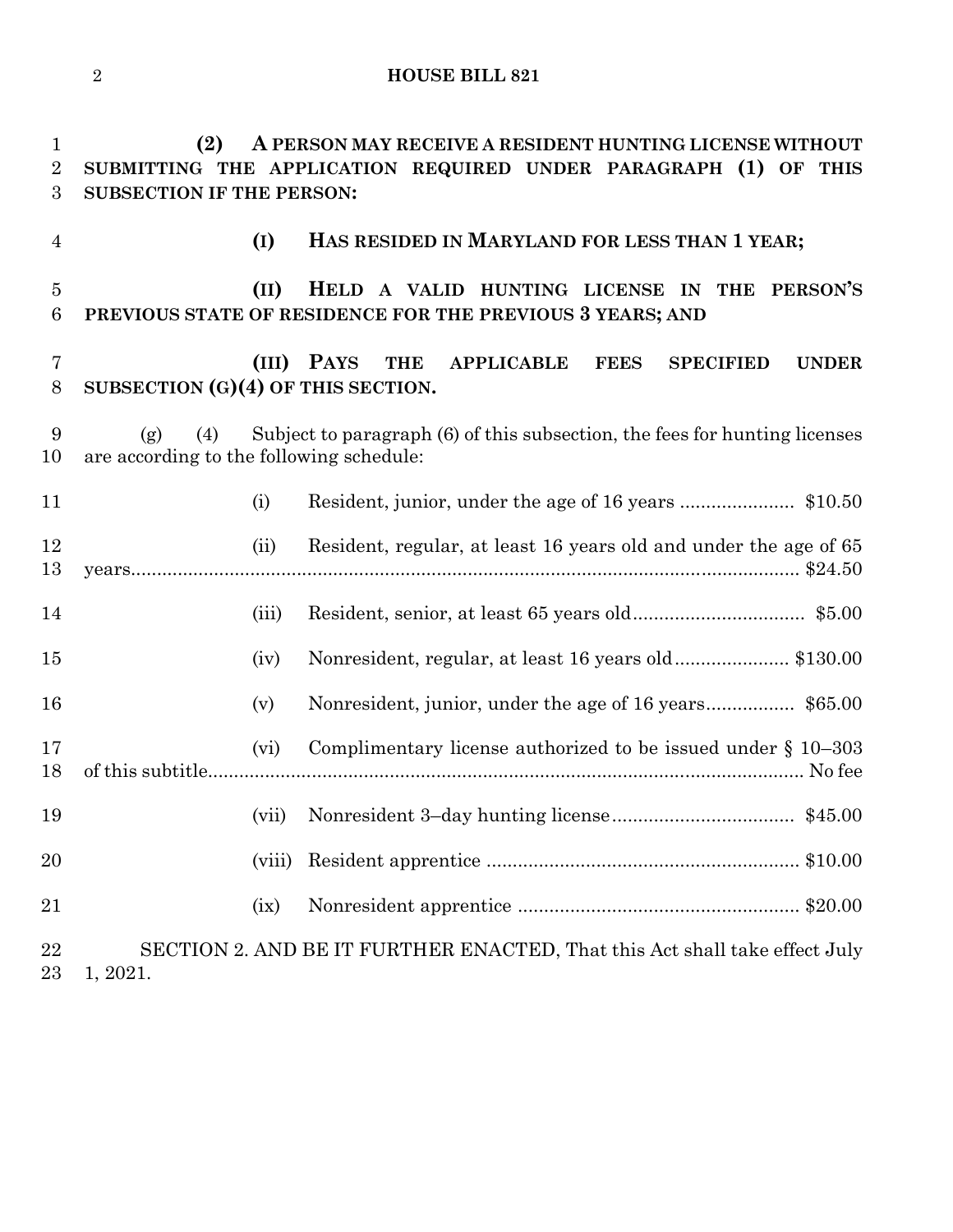**(2) A PERSON MAY RECEIVE A RESIDENT HUNTING LICENSE WITHOUT SUBMITTING THE APPLICATION REQUIRED UNDER PARAGRAPH (1) OF THIS SUBSECTION IF THE PERSON:**

**(I) HAS RESIDED IN MARYLAND FOR LESS THAN 1 YEAR;**

**(II) HELD A VALID HUNTING LICENSE IN THE PERSON'S PREVIOUS STATE OF RESIDENCE FOR THE PREVIOUS 3 YEARS; AND**

**(III) PAYS THE APPLICABLE FEES SPECIFIED UNDER SUBSECTION (G)(4) OF THIS SECTION.**

(g) (4) Subject to paragraph (6) of this subsection, the fees for hunting licenses are according to the following schedule:

(i) Resident, junior, under the age of 16 years ...................... $10.50

(ii) Resident, regular, at least 16 years old and under the age of 65 years.................................................................................................................. $24.50

(iii) Resident, senior, at least 65 years old................................. $5.00

(iv) Nonresident, regular, at least 16 years old...................... $130.00

(v) Nonresident, junior, under the age of 16 years................. $65.00

(vi) Complimentary license authorized to be issued under § 10–303 of this subtitle.................................................................................................. No fee

(vii) Nonresident 3–day hunting license.................................. $45.00

(viii) Resident apprentice ........................................................... $10.00

(ix) Nonresident apprentice ...................................................... $20.00

SECTION 2. AND BE IT FURTHER ENACTED, That this Act shall take effect July 1, 2021.